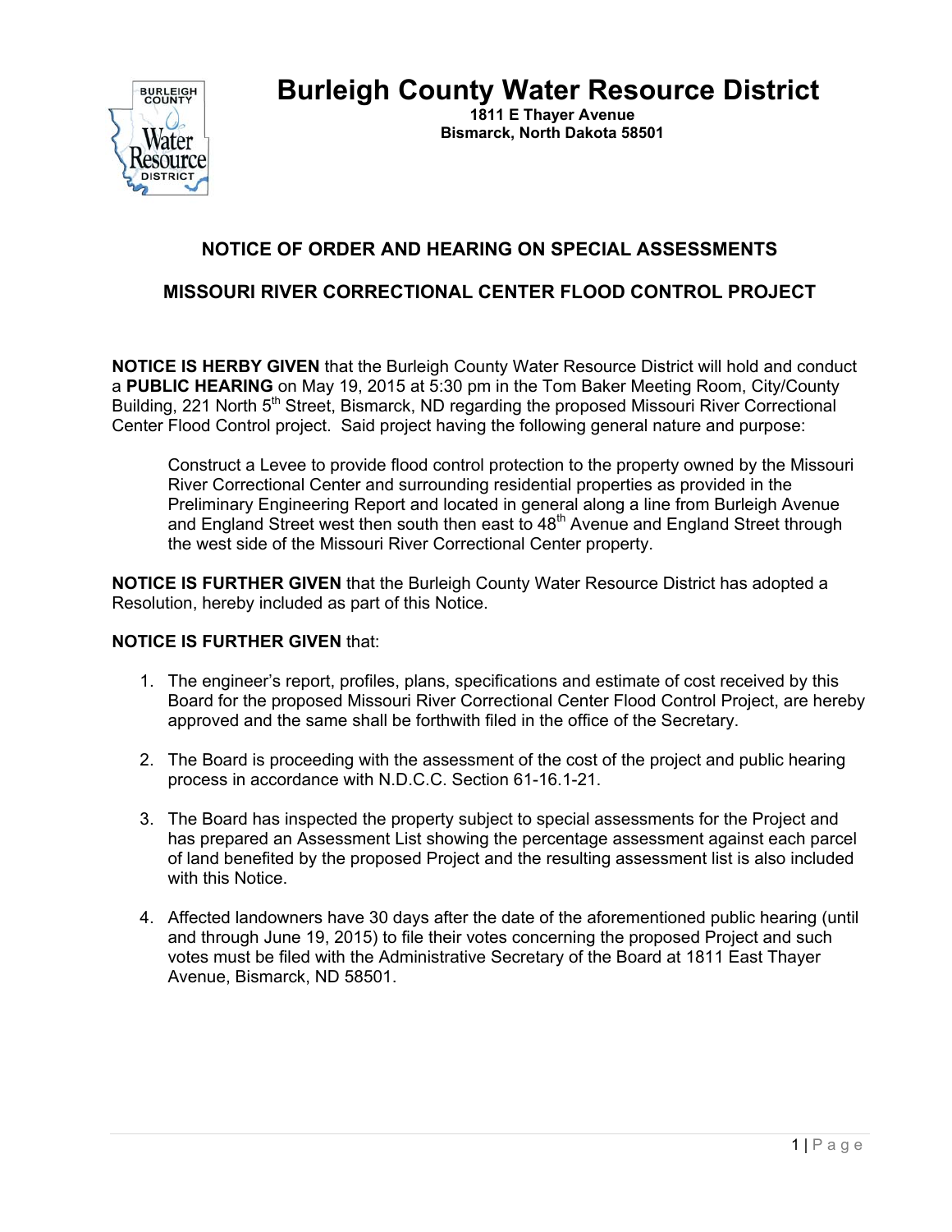# Burleigh County Water Resource District

**1811 E Thayer Avenue**
**Bismarck, North Dakota 58501**

## NOTICE OF ORDER AND HEARING ON SPECIAL ASSESSMENTS

## MISSOURI RIVER CORRECTIONAL CENTER FLOOD CONTROL PROJECT

**NOTICE IS HERBY GIVEN** that the Burleigh County Water Resource District will hold and conduct a **PUBLIC HEARING** on May 19, 2015 at 5:30 pm in the Tom Baker Meeting Room, City/County Building, 221 North 5th Street, Bismarck, ND regarding the proposed Missouri River Correctional Center Flood Control project. Said project having the following general nature and purpose:

> Construct a Levee to provide flood control protection to the property owned by the Missouri River Correctional Center and surrounding residential properties as provided in the Preliminary Engineering Report and located in general along a line from Burleigh Avenue and England Street west then south then east to 48th Avenue and England Street through the west side of the Missouri River Correctional Center property.

**NOTICE IS FURTHER GIVEN** that the Burleigh County Water Resource District has adopted a Resolution, hereby included as part of this Notice.

**NOTICE IS FURTHER GIVEN** that:

1. The engineer's report, profiles, plans, specifications and estimate of cost received by this Board for the proposed Missouri River Correctional Center Flood Control Project, are hereby approved and the same shall be forthwith filed in the office of the Secretary.

2. The Board is proceeding with the assessment of the cost of the project and public hearing process in accordance with N.D.C.C. Section 61-16.1-21.

3. The Board has inspected the property subject to special assessments for the Project and has prepared an Assessment List showing the percentage assessment against each parcel of land benefited by the proposed Project and the resulting assessment list is also included with this Notice.

4. Affected landowners have 30 days after the date of the aforementioned public hearing (until and through June 19, 2015) to file their votes concerning the proposed Project and such votes must be filed with the Administrative Secretary of the Board at 1811 East Thayer Avenue, Bismarck, ND 58501.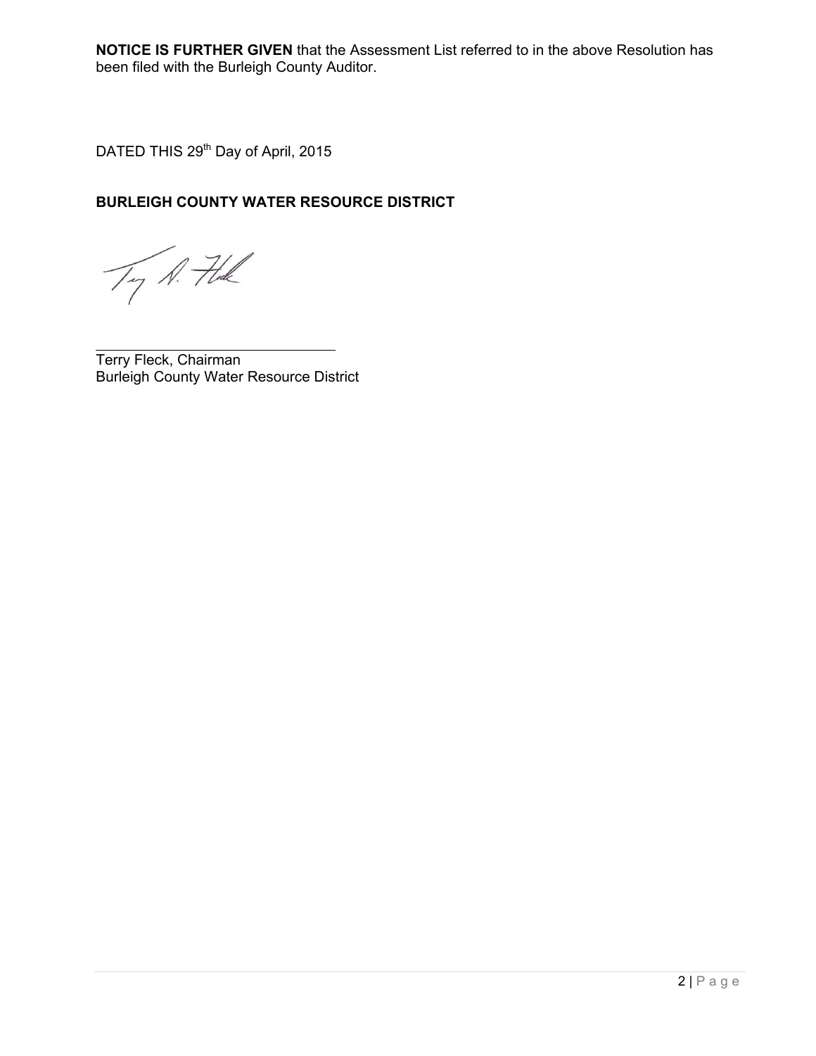**NOTICE IS FURTHER GIVEN** that the Assessment List referred to in the above Resolution has been filed with the Burleigh County Auditor.

DATED THIS 29th Day of April, 2015

**BURLEIGH COUNTY WATER RESOURCE DISTRICT**

Terry Fleck, Chairman
Burleigh County Water Resource District